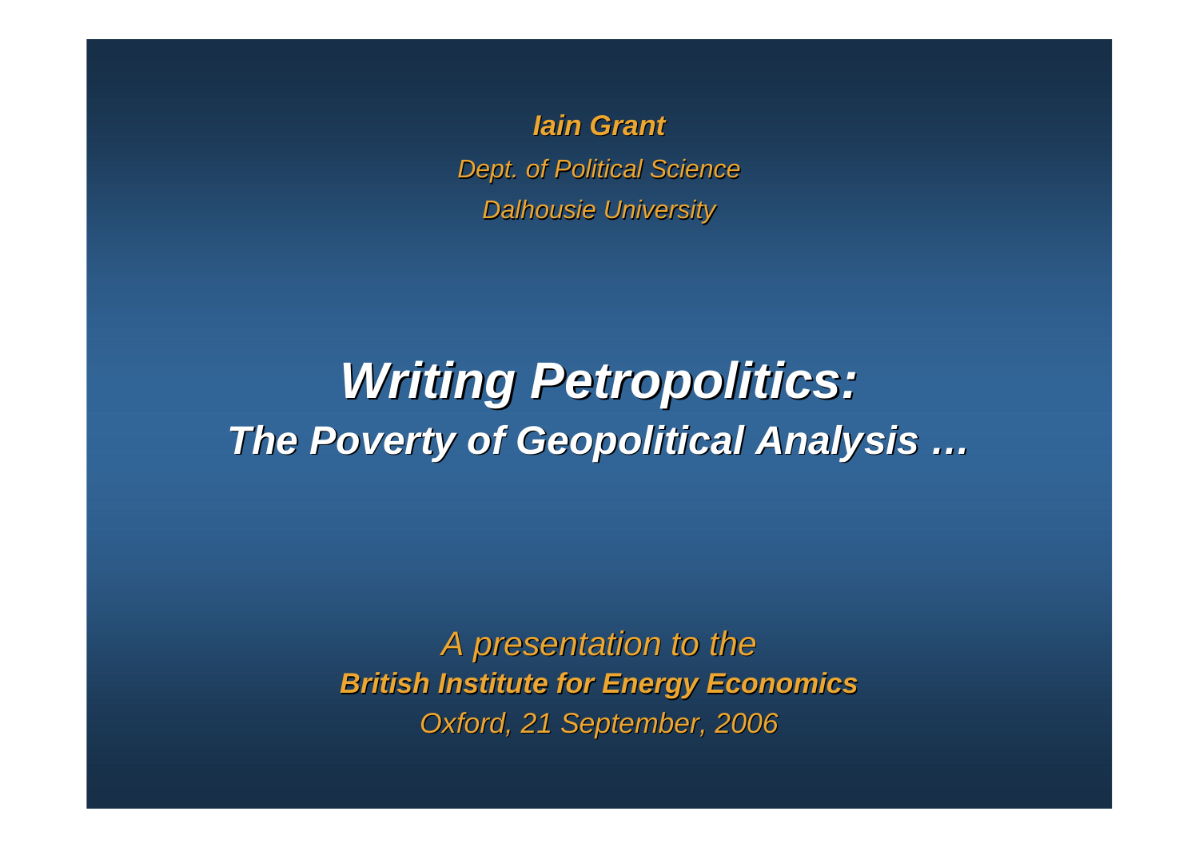***Iain Grant***

*Dept. of Political Science*

*Dalhousie University*

# *Writing Petropolitics:*

## *The Poverty of Geopolitical Analysis …*

*A presentation to the*

***British Institute for Energy Economics***

*Oxford, 21 September, 2006*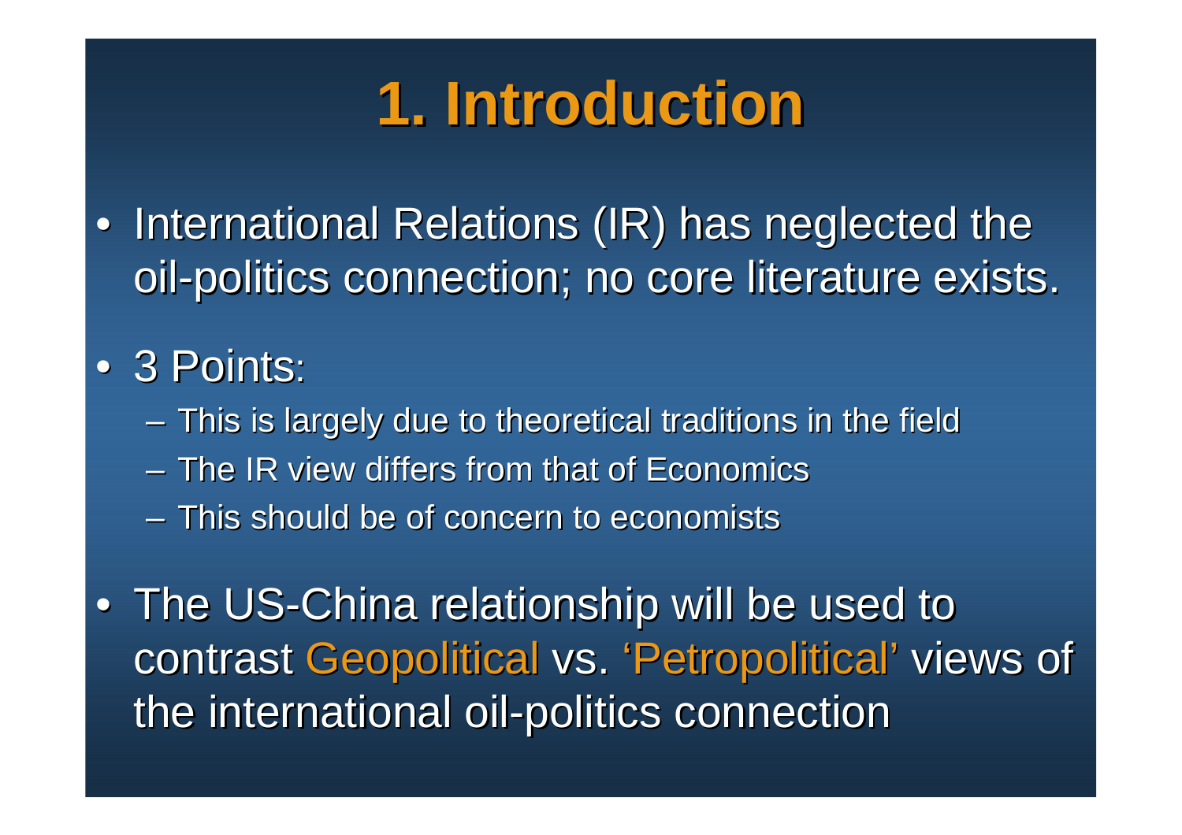# 1. Introduction

- International Relations (IR) has neglected the oil-politics connection; no core literature exists.
- 3 Points:
  - This is largely due to theoretical traditions in the field
  - The IR view differs from that of Economics
  - This should be of concern to economists
- The US-China relationship will be used to contrast Geopolitical vs. 'Petropolitical' views of the international oil-politics connection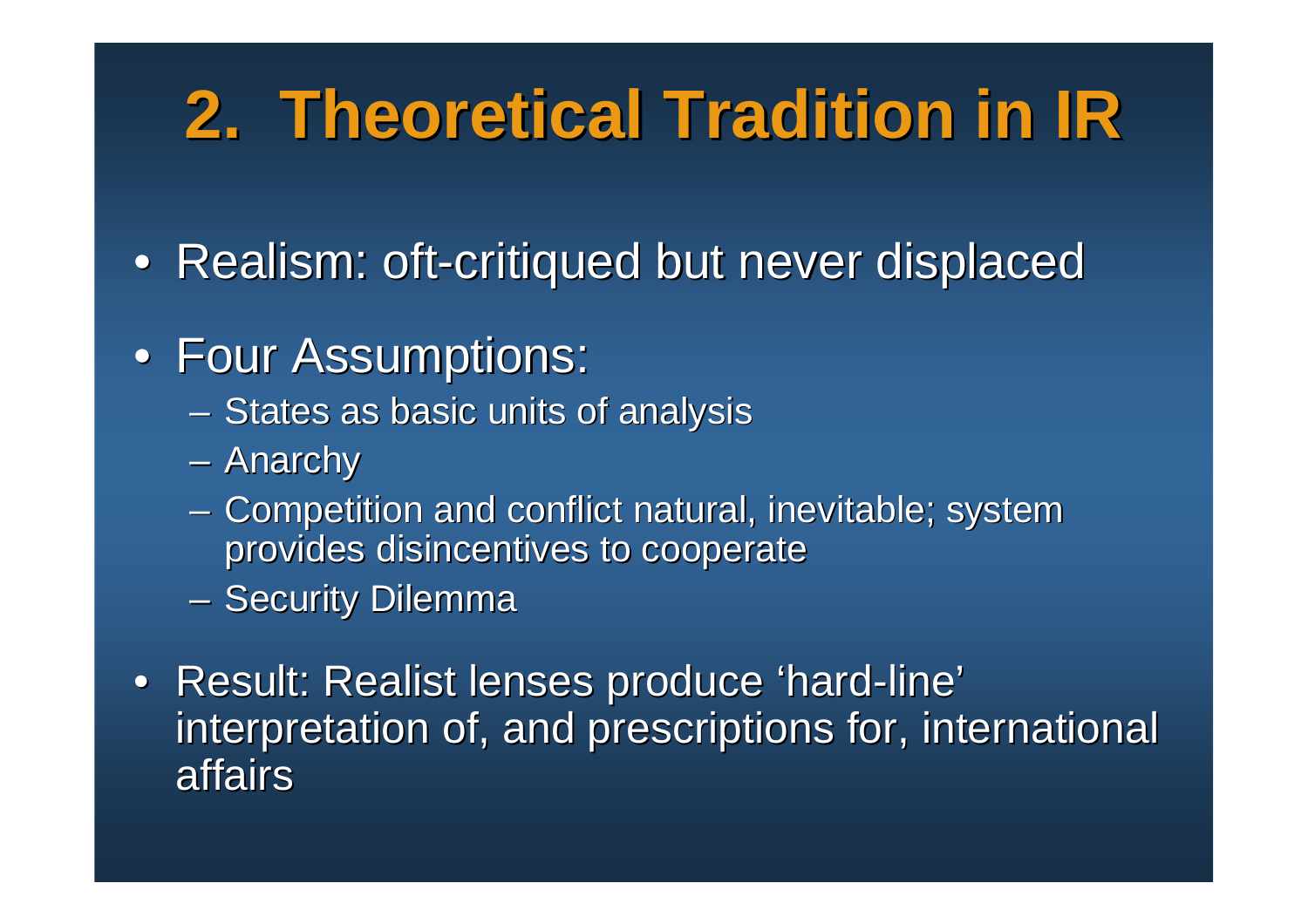# 2. Theoretical Tradition in IR

- Realism: oft-critiqued but never displaced
- Four Assumptions:
  - States as basic units of analysis
  - Anarchy
  - Competition and conflict natural, inevitable; system provides disincentives to cooperate
  - Security Dilemma
- Result: Realist lenses produce 'hard-line' interpretation of, and prescriptions for, international affairs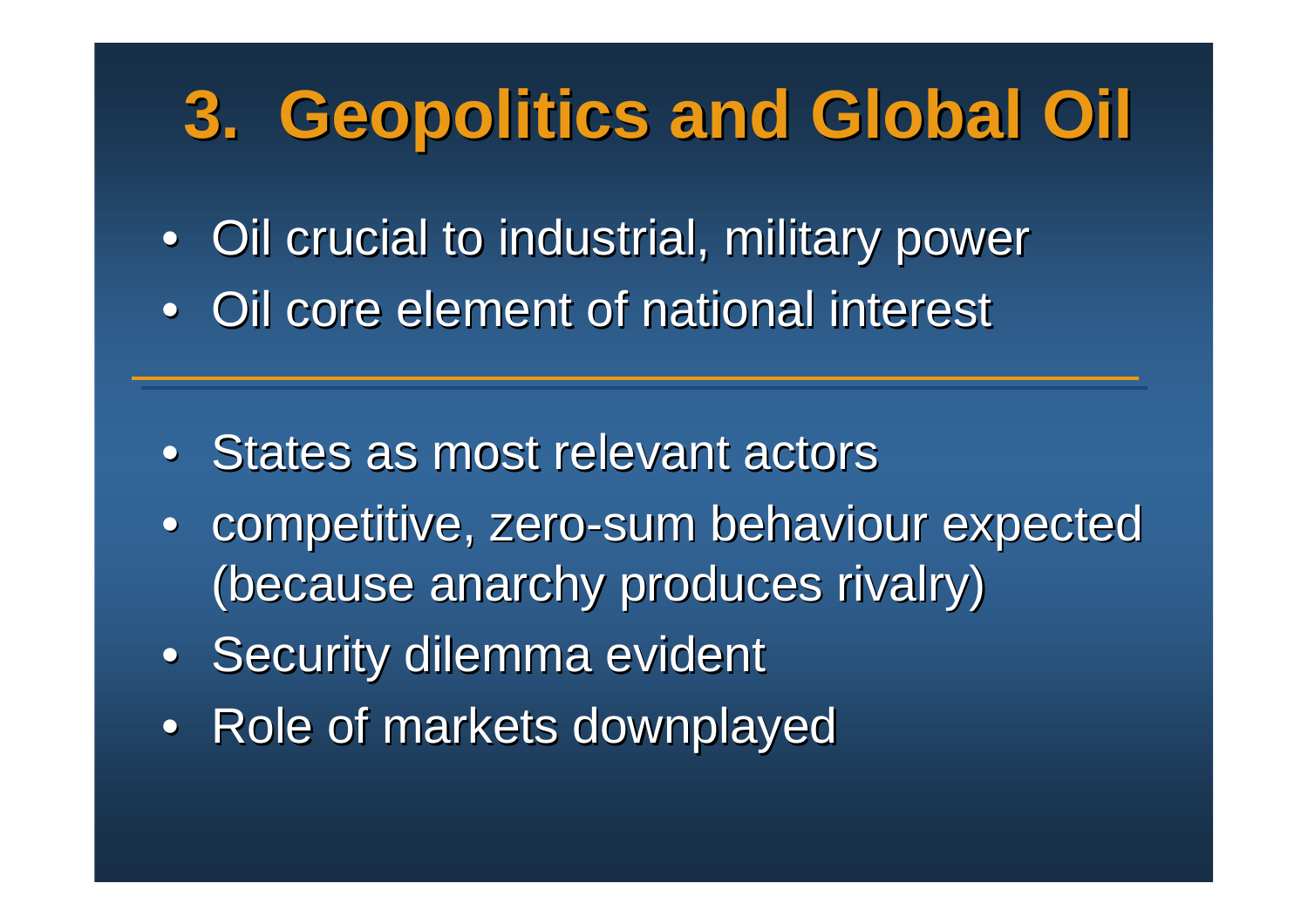# 3. Geopolitics and Global Oil

- Oil crucial to industrial, military power
- Oil core element of national interest

---

- States as most relevant actors
- competitive, zero-sum behaviour expected (because anarchy produces rivalry)
- Security dilemma evident
- Role of markets downplayed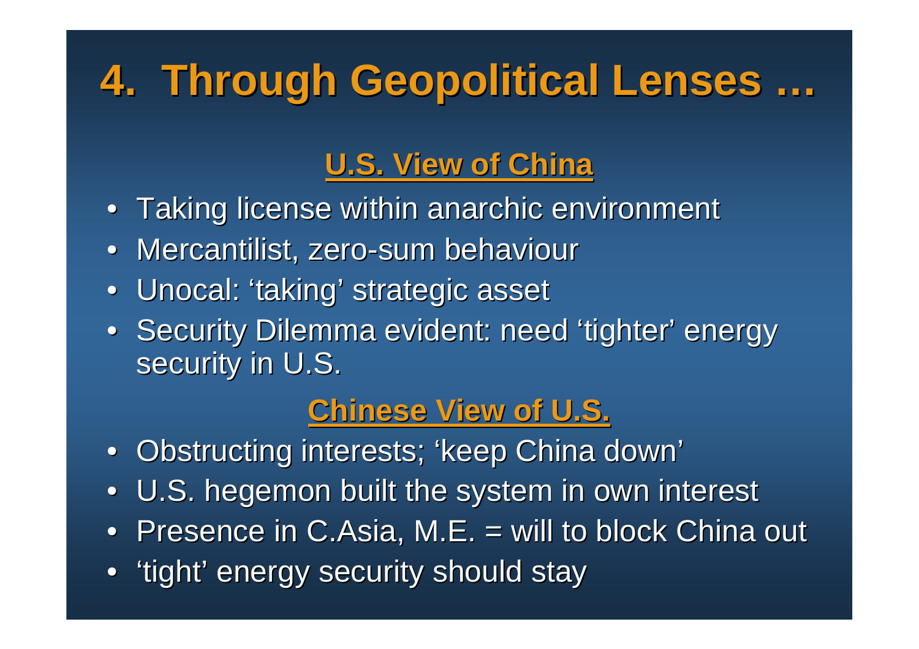# 4. Through Geopolitical Lenses …

## U.S. View of China

- Taking license within anarchic environment
- Mercantilist, zero-sum behaviour
- Unocal: 'taking' strategic asset
- Security Dilemma evident: need 'tighter' energy security in U.S.

## Chinese View of U.S.

- Obstructing interests; 'keep China down'
- U.S. hegemon built the system in own interest
- Presence in C.Asia, M.E. = will to block China out
- 'tight' energy security should stay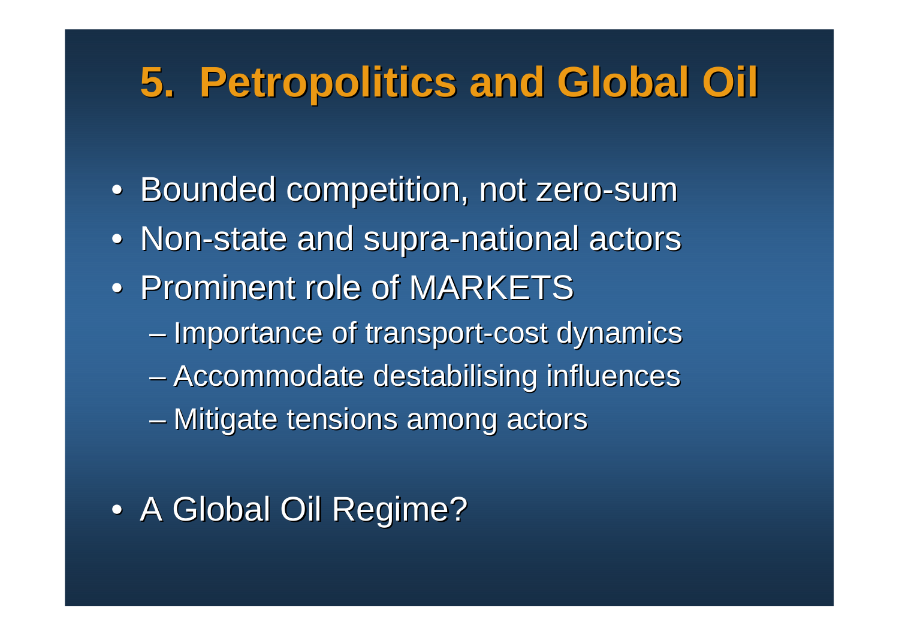# 5. Petropolitics and Global Oil

- Bounded competition, not zero-sum
- Non-state and supra-national actors
- Prominent role of MARKETS
  - Importance of transport-cost dynamics
  - Accommodate destabilising influences
  - Mitigate tensions among actors

- A Global Oil Regime?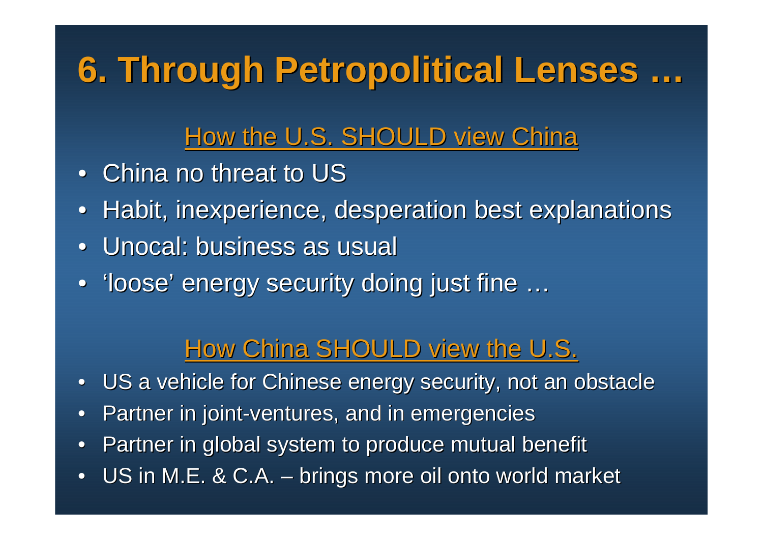# 6. Through Petropolitical Lenses …

## How the U.S. SHOULD view China

- China no threat to US
- Habit, inexperience, desperation best explanations
- Unocal: business as usual
- 'loose' energy security doing just fine …

## How China SHOULD view the U.S.

- US a vehicle for Chinese energy security, not an obstacle
- Partner in joint-ventures, and in emergencies
- Partner in global system to produce mutual benefit
- US in M.E. & C.A. – brings more oil onto world market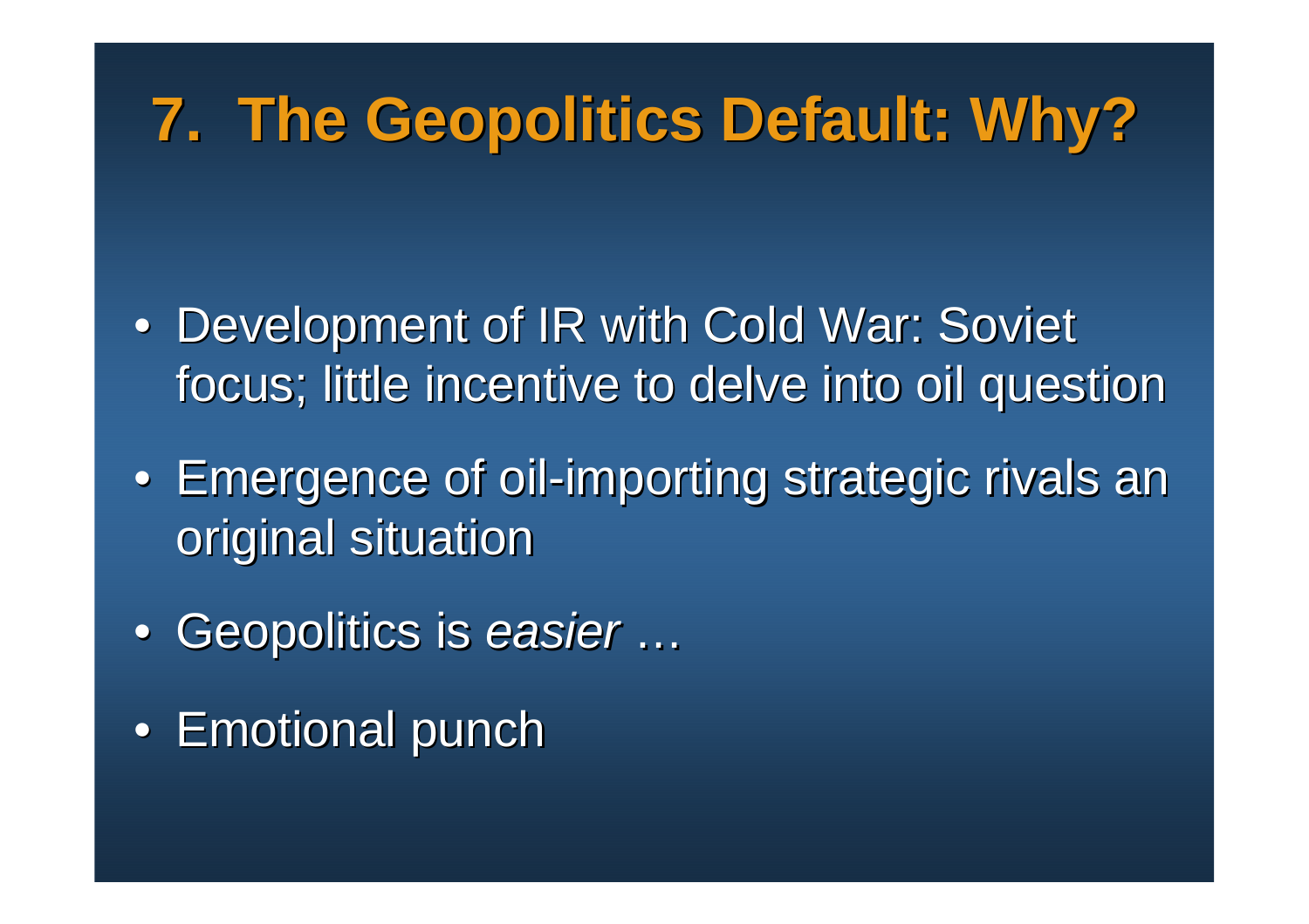# 7. The Geopolitics Default: Why?

- Development of IR with Cold War: Soviet focus; little incentive to delve into oil question
- Emergence of oil-importing strategic rivals an original situation
- Geopolitics is *easier* …
- Emotional punch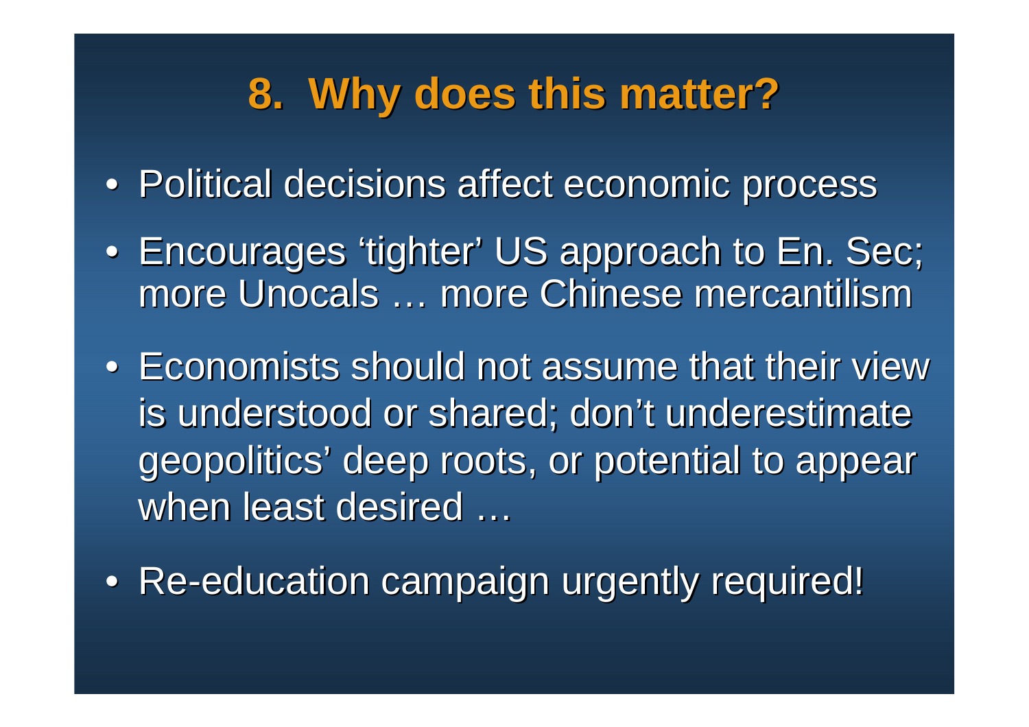# 8. Why does this matter?

- Political decisions affect economic process
- Encourages ‘tighter’ US approach to En. Sec; more Unocals … more Chinese mercantilism
- Economists should not assume that their view is understood or shared; don’t underestimate geopolitics’ deep roots, or potential to appear when least desired …
- Re-education campaign urgently required!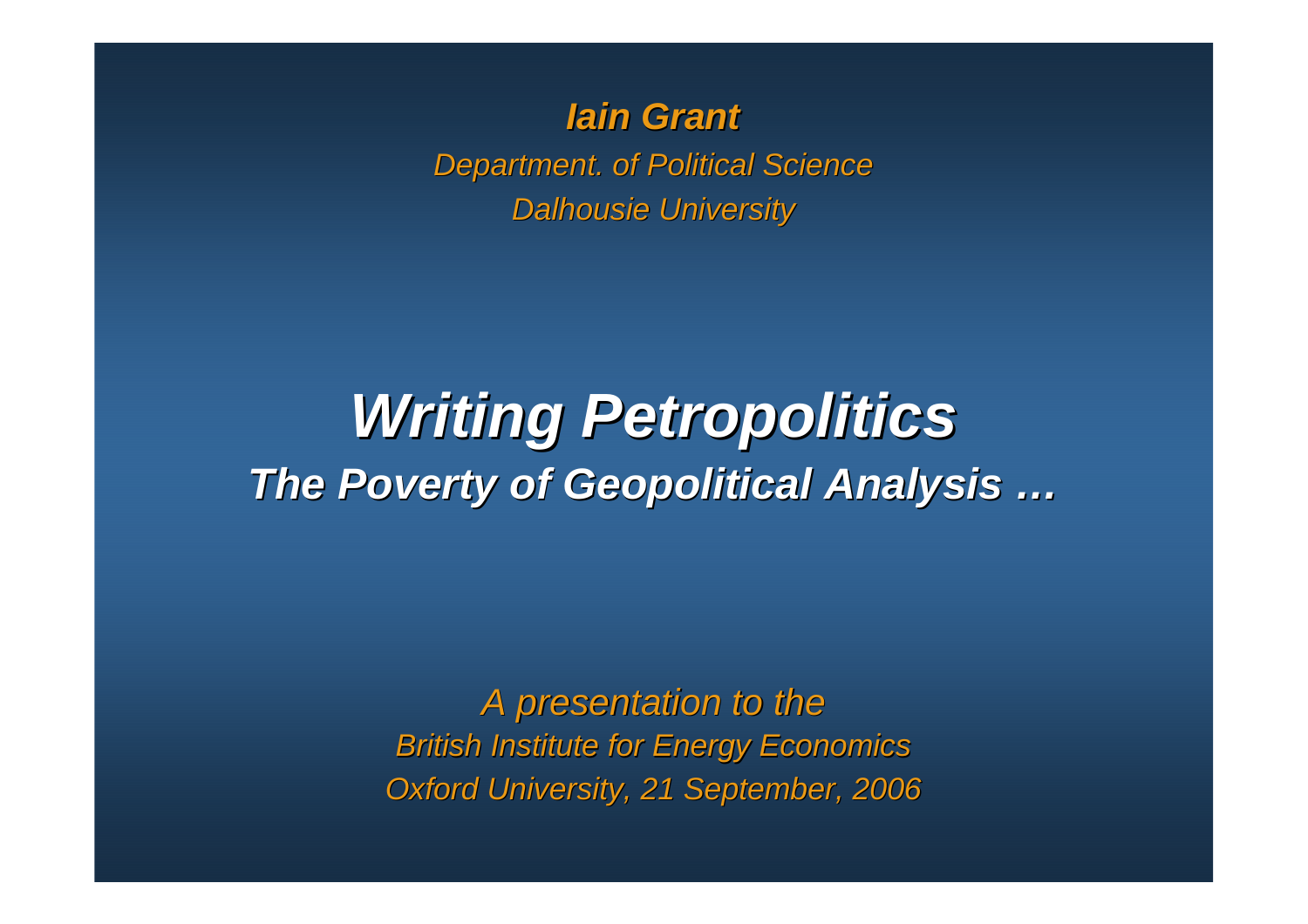***Iain Grant***

*Department. of Political Science*

*Dalhousie University*

# *Writing Petropolitics*

## *The Poverty of Geopolitical Analysis …*

*A presentation to the*

*British Institute for Energy Economics*

*Oxford University, 21 September, 2006*